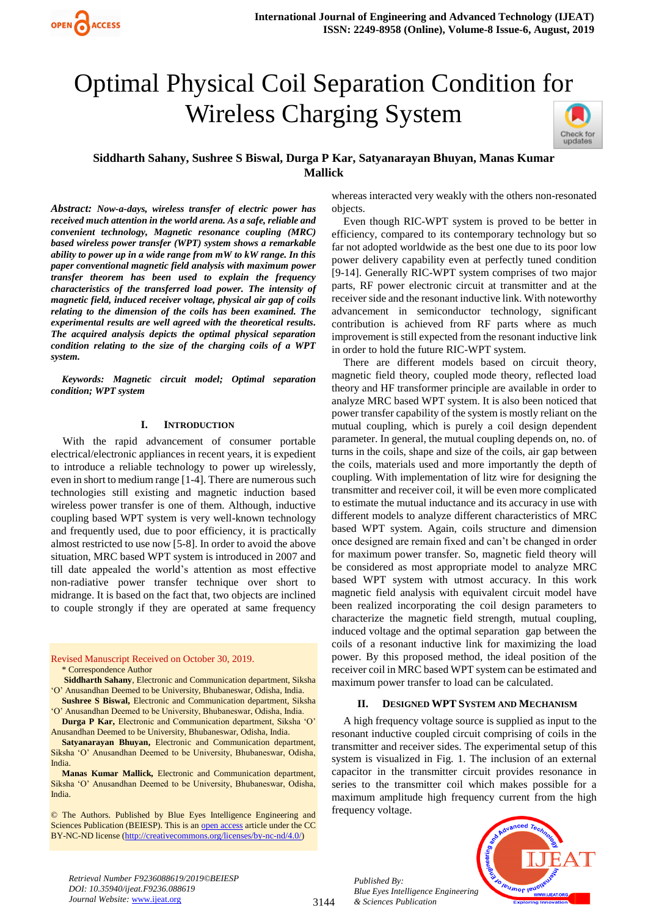# Optimal Physical Coil Separation Condition for Wireless Charging System

**Siddharth Sahany, Sushree S Biswal, Durga P Kar, Satyanarayan Bhuyan, Manas Kumar Mallick**

***Abstract:** Now-a-days, wireless transfer of electric power has received much attention in the world arena. As a safe, reliable and convenient technology, Magnetic resonance coupling (MRC) based wireless power transfer (WPT) system shows a remarkable ability to power up in a wide range from mW to kW range. In this paper conventional magnetic field analysis with maximum power transfer theorem has been used to explain the frequency characteristics of the transferred load power. The intensity of magnetic field, induced receiver voltage, physical air gap of coils relating to the dimension of the coils has been examined. The experimental results are well agreed with the theoretical results. The acquired analysis depicts the optimal physical separation condition relating to the size of the charging coils of a WPT system.*

***Keywords:** Magnetic circuit model; Optimal separation condition; WPT system*

## I. Introduction

With the rapid advancement of consumer portable electrical/electronic appliances in recent years, it is expedient to introduce a reliable technology to power up wirelessly, even in short to medium range [1-4]. There are numerous such technologies still existing and magnetic induction based wireless power transfer is one of them. Although, inductive coupling based WPT system is very well-known technology and frequently used, due to poor efficiency, it is practically almost restricted to use now [5-8]. In order to avoid the above situation, MRC based WPT system is introduced in 2007 and till date appealed the world's attention as most effective non-radiative power transfer technique over short to midrange. It is based on the fact that, two objects are inclined to couple strongly if they are operated at same frequency whereas interacted very weakly with the others non-resonated objects.

Even though RIC-WPT system is proved to be better in efficiency, compared to its contemporary technology but so far not adopted worldwide as the best one due to its poor low power delivery capability even at perfectly tuned condition [9-14]. Generally RIC-WPT system comprises of two major parts, RF power electronic circuit at transmitter and at the receiver side and the resonant inductive link. With noteworthy advancement in semiconductor technology, significant contribution is achieved from RF parts where as much improvement is still expected from the resonant inductive link in order to hold the future RIC-WPT system.

There are different models based on circuit theory, magnetic field theory, coupled mode theory, reflected load theory and HF transformer principle are available in order to analyze MRC based WPT system. It is also been noticed that power transfer capability of the system is mostly reliant on the mutual coupling, which is purely a coil design dependent parameter. In general, the mutual coupling depends on, no. of turns in the coils, shape and size of the coils, air gap between the coils, materials used and more importantly the depth of coupling. With implementation of litz wire for designing the transmitter and receiver coil, it will be even more complicated to estimate the mutual inductance and its accuracy in use with different models to analyze different characteristics of MRC based WPT system. Again, coils structure and dimension once designed are remain fixed and can't be changed in order for maximum power transfer. So, magnetic field theory will be considered as most appropriate model to analyze MRC based WPT system with utmost accuracy. In this work magnetic field analysis with equivalent circuit model have been realized incorporating the coil design parameters to characterize the magnetic field strength, mutual coupling, induced voltage and the optimal separation gap between the coils of a resonant inductive link for maximizing the load power. By this proposed method, the ideal position of the receiver coil in MRC based WPT system can be estimated and maximum power transfer to load can be calculated.

## II. Designed WPT System and Mechanism

A high frequency voltage source is supplied as input to the resonant inductive coupled circuit comprising of coils in the transmitter and receiver sides. The experimental setup of this system is visualized in Fig. 1. The inclusion of an external capacitor in the transmitter circuit provides resonance in series to the transmitter coil which makes possible for a maximum amplitude high frequency current from the high frequency voltage.

Revised Manuscript Received on October 30, 2019.

\* Correspondence Author

**Siddharth Sahany**, Electronic and Communication department, Siksha 'O' Anusandhan Deemed to be University, Bhubaneswar, Odisha, India.

**Sushree S Biswal,** Electronic and Communication department, Siksha 'O' Anusandhan Deemed to be University, Bhubaneswar, Odisha, India.

**Durga P Kar,** Electronic and Communication department, Siksha 'O' Anusandhan Deemed to be University, Bhubaneswar, Odisha, India.

**Satyanarayan Bhuyan,** Electronic and Communication department, Siksha 'O' Anusandhan Deemed to be University, Bhubaneswar, Odisha, India.

**Manas Kumar Mallick,** Electronic and Communication department, Siksha 'O' Anusandhan Deemed to be University, Bhubaneswar, Odisha, India.

© The Authors. Published by Blue Eyes Intelligence Engineering and Sciences Publication (BEIESP). This is an open access article under the CC BY-NC-ND license (http://creativecommons.org/licenses/by-nc-nd/4.0/)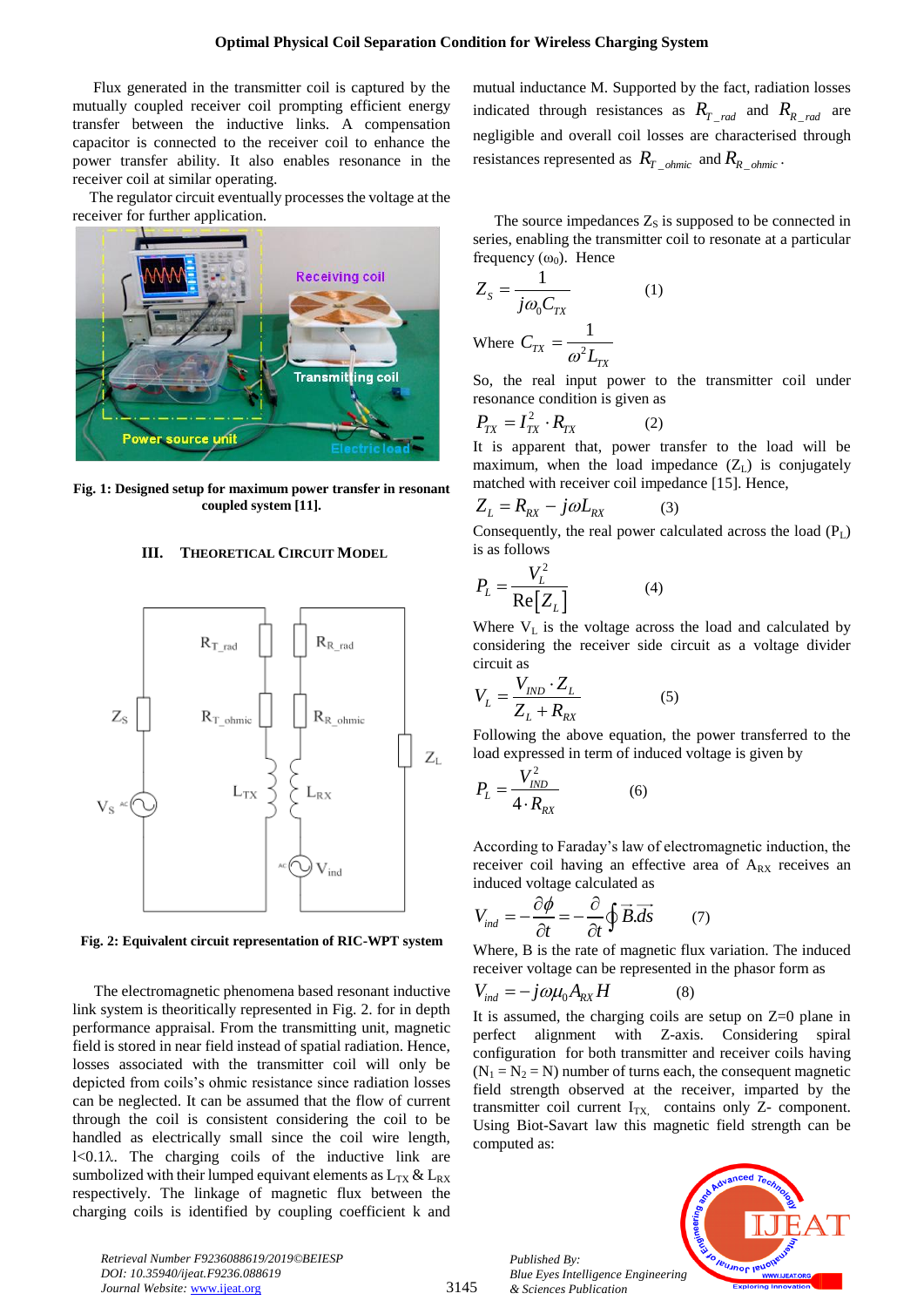Flux generated in the transmitter coil is captured by the mutually coupled receiver coil prompting efficient energy transfer between the inductive links. A compensation capacitor is connected to the receiver coil to enhance the power transfer ability. It also enables resonance in the receiver coil at similar operating.

The regulator circuit eventually processes the voltage at the receiver for further application.

**Fig. 1: Designed setup for maximum power transfer in resonant coupled system [11].**

## III. THEORETICAL CIRCUIT MODEL

**Fig. 2: Equivalent circuit representation of RIC-WPT system**

The electromagnetic phenomena based resonant inductive link system is theoritically represented in Fig. 2. for in depth performance appraisal. From the transmitting unit, magnetic field is stored in near field instead of spatial radiation. Hence, losses associated with the transmitter coil will only be depicted from coils's ohmic resistance since radiation losses can be neglected. It can be assumed that the flow of current through the coil is consistent considering the coil to be handled as electrically small since the coil wire length, l<0.1λ. The charging coils of the inductive link are sumbolized with the equivalent inductive elements as $L_{TX}$ & $L_{RX}$ respectively. The linkage of magnetic flux between the charging coils is identified by coupling coefficient k and mutual inductance M. Supported by the fact, radiation losses indicated through resistances as $R_{T\_rad}$ and $R_{R\_rad}$ are negligible and overall coil losses are characterised through resistances represented as $R_{T\_ohmic}$ and $R_{R\_ohmic}$.

The source impedances $Z_S$ is supposed to be connected in series, enabling the transmitter coil to resonate at a particular frequency ($\omega_0$). Hence

$$Z_S = \frac{1}{j\omega_0 C_{TX}} \quad (1)$$

Where $C_{TX} = \dfrac{1}{\omega^2 L_{TX}}$

So, the real input power to the transmitter coil under resonance condition is given as

$$P_{TX} = I_{TX}^2 \cdot R_{TX} \quad (2)$$

It is apparent that, power transfer to the load will be maximum, when the load impedance ($Z_L$) is conjugately matched with receiver coil impedance [15]. Hence,

$$Z_L = R_{RX} - j\omega L_{RX} \quad (3)$$

Consequently, the real power calculated across the load ($P_L$) is as follows

$$P_L = \frac{V_L^2}{\text{Re}[Z_L]} \quad (4)$$

Where $V_L$ is the voltage across the load and calculated by considering the receiver side circuit as a voltage divider circuit as

$$V_L = \frac{V_{IND} \cdot Z_L}{Z_L + R_{RX}} \quad (5)$$

Following the above equation, the power transferred to the load expressed in term of induced voltage is given by

$$P_L = \frac{V_{IND}^2}{4 \cdot R_{RX}} \quad (6)$$

According to Faraday's law of electromagnetic induction, the receiver coil having an effective area of $A_{RX}$ receives an induced voltage calculated as

$$V_{ind} = -\frac{\partial \phi}{\partial t} = -\frac{\partial}{\partial t}\oint \vec{B}.\vec{ds} \quad (7)$$

Where, B is the rate of magnetic flux variation. The induced receiver voltage can be represented in the phasor form as

$$V_{ind} = -j\omega\mu_0 A_{RX} H \quad (8)$$

It is assumed, the charging coils are setup on Z=0 plane in perfect alignment with Z-axis. Considering spiral configuration for both transmitter and receiver coils having ($N_1 = N_2 = N$) number of turns each, the consequent magnetic field strength observed at the receiver, imparted by the transmitter coil current $I_{TX}$, contains only Z- component. Using Biot-Savart law this magnetic field strength can be computed as: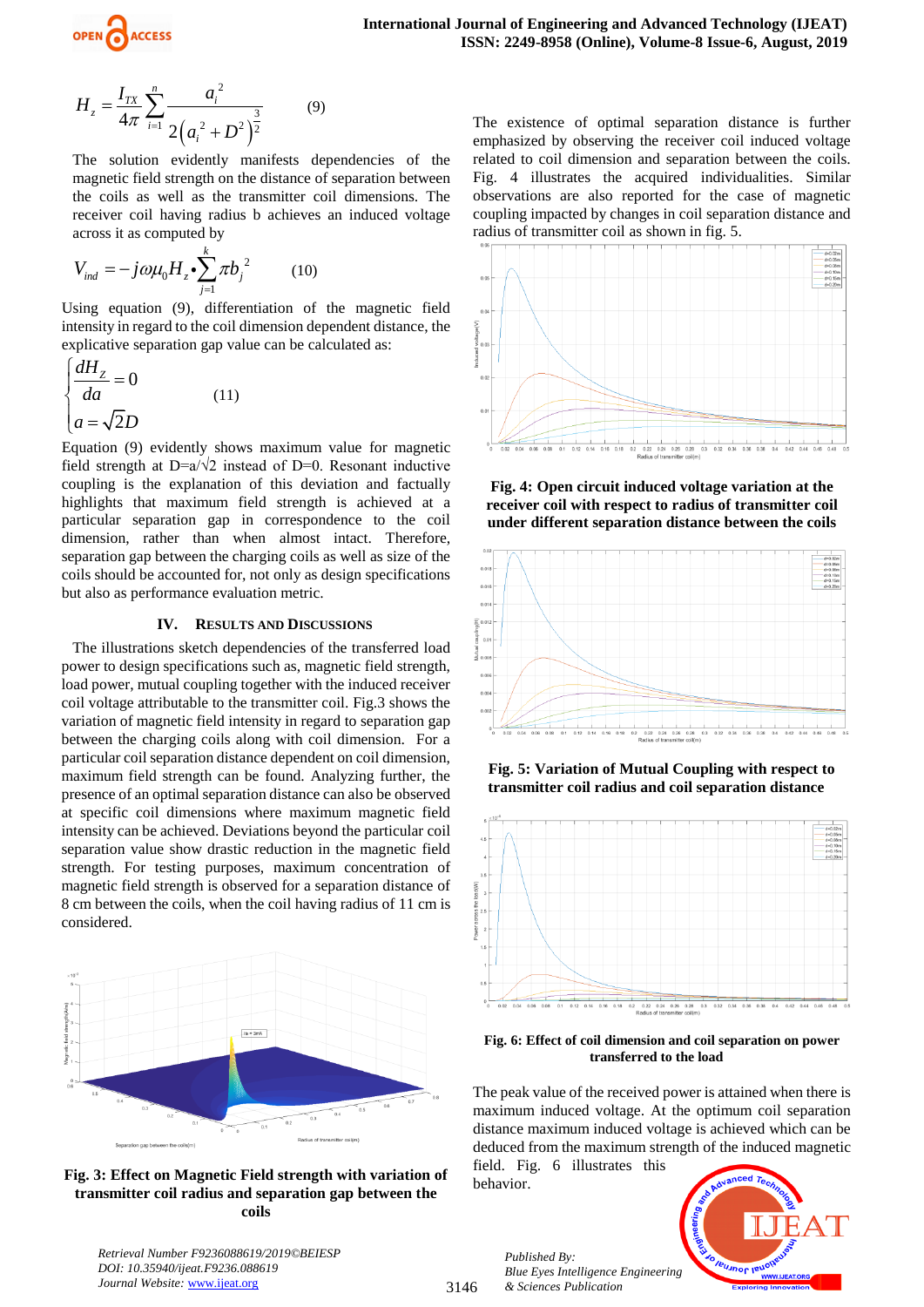$$H_z = \frac{I_{TX}}{4\pi}\sum_{i=1}^{n}\frac{a_i^2}{2\left(a_i^2 + D^2\right)^{\frac{3}{2}}} \qquad (9)$$

The solution evidently manifests dependencies of the magnetic field strength on the distance of separation between the coils as well as the transmitter coil dimensions. The receiver coil having radius b achieves an induced voltage across it as computed by

$$V_{ind} = -j\omega\mu_0 H_z \bullet \sum_{j=1}^{k}\pi b_j^2 \qquad (10)$$

Using equation (9), differentiation of the magnetic field intensity in regard to the coil dimension dependent distance, the explicative separation gap value can be calculated as:

$$\begin{cases} \dfrac{dH_Z}{da} = 0 \\ a = \sqrt{2}D \end{cases} \qquad (11)$$

Equation (9) evidently shows maximum value for magnetic field strength at D=a/√2 instead of D=0. Resonant inductive coupling is the explanation of this deviation and factually highlights that maximum field strength is achieved at a particular separation gap in correspondence to the coil dimension, rather than when almost intact. Therefore, separation gap between the charging coils as well as size of the coils should be accounted for, not only as design specifications but also as performance evaluation metric.

## IV. Results and Discussions

The illustrations sketch dependencies of the transferred load power to design specifications such as, magnetic field strength, load power, mutual coupling together with the induced receiver coil voltage attributable to the transmitter coil. Fig.3 shows the variation of magnetic field intensity in regard to separation gap between the charging coils along with coil dimension. For a particular coil separation distance dependent on coil dimension, maximum field strength can be found. Analyzing further, the presence of an optimal separation distance can also be observed at specific coil dimensions where maximum magnetic field intensity can be achieved. Deviations beyond the particular coil separation value show drastic reduction in the magnetic field strength. For testing purposes, maximum concentration of magnetic field strength is observed for a separation distance of 8 cm between the coils, when the coil having radius of 11 cm is considered.

**Fig. 3: Effect on Magnetic Field strength with variation of transmitter coil radius and separation gap between the coils**

The existence of optimal separation distance is further emphasized by observing the receiver coil induced voltage related to coil dimension and separation between the coils. Fig. 4 illustrates the acquired individualities. Similar observations are also reported for the case of magnetic coupling impacted by changes in coil separation distance and radius of transmitter coil as shown in fig. 5.

**Fig. 4: Open circuit induced voltage variation at the receiver coil with respect to radius of transmitter coil under different separation distance between the coils**

**Fig. 5: Variation of Mutual Coupling with respect to transmitter coil radius and coil separation distance**

**Fig. 6: Effect of coil dimension and coil separation on power transferred to the load**

The peak value of the received power is attained when there is maximum induced voltage. At the optimum coil separation distance maximum induced voltage is achieved which can be deduced from the maximum strength of the induced magnetic field. Fig. 6 illustrates this behavior.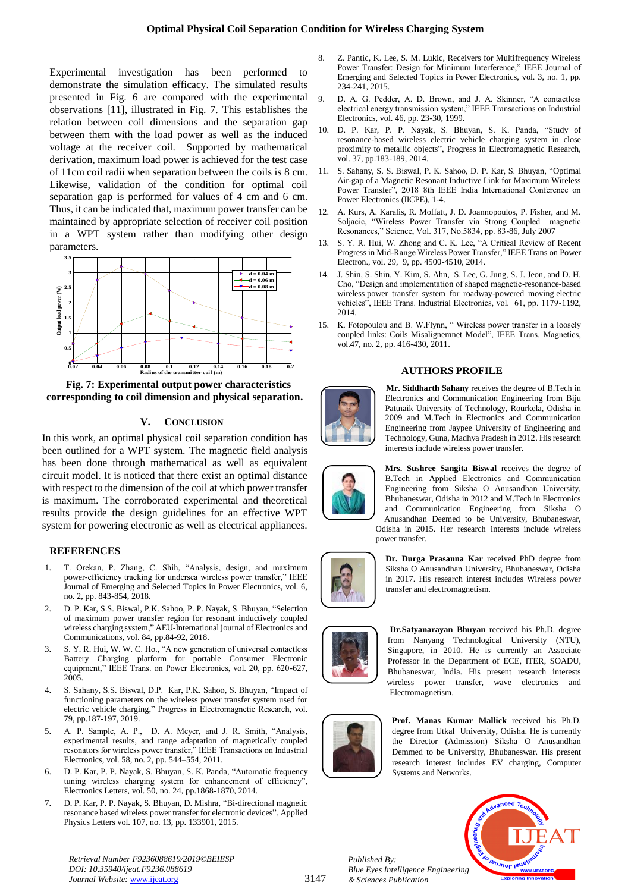Experimental investigation has been performed to demonstrate the simulation efficacy. The simulated results presented in Fig. 6 are compared with the experimental observations [11], illustrated in Fig. 7. This establishes the relation between coil dimensions and the separation gap between them with the load power as well as the induced voltage at the receiver coil. Supported by mathematical derivation, maximum load power is achieved for the test case of 11cm coil radii when separation between the coils is 8 cm. Likewise, validation of the condition for optimal coil separation gap is performed for values of 4 cm and 6 cm. Thus, it can be indicated that, maximum power transfer can be maintained by appropriate selection of receiver coil position in a WPT system rather than modifying other design parameters.

Output load power (W)

3.5
3
2.5
2
1.5
1
0.5
0

0.02 0.04 0.06 0.08 0.1 0.12 0.14 0.16 0.18 0.2

Radius of the transmitter coil (m)

d = 0.04 m
d = 0.06 m
d = 0.08 m

**Fig. 7: Experimental output power characteristics corresponding to coil dimension and physical separation.**

## V. Conclusion

In this work, an optimal physical coil separation condition has been outlined for a WPT system. The magnetic field analysis has been done through mathematical as well as equivalent circuit model. It is noticed that there exist an optimal distance with respect to the dimension of the coil at which power transfer is maximum. The corroborated experimental and theoretical results provide the design guidelines for an effective WPT system for powering electronic as well as electrical appliances.

## REFERENCES

1. T. Orekan, P. Zhang, C. Shih, "Analysis, design, and maximum power-efficiency tracking for undersea wireless power transfer," IEEE Journal of Emerging and Selected Topics in Power Electronics, vol. 6, no. 2, pp. 843-854, 2018.
2. D. P. Kar, S.S. Biswal, P.K. Sahoo, P. P. Nayak, S. Bhuyan, "Selection of maximum power transfer region for resonant inductively coupled wireless charging system," AEU-International journal of Electronics and Communications, vol. 84, pp.84-92, 2018.
3. S. Y. R. Hui, W. W. C. Ho., "A new generation of universal contactless Battery Charging platform for portable Consumer Electronic equipment," IEEE Trans. on Power Electronics, vol. 20, pp. 620-627, 2005.
4. S. Sahany, S.S. Biswal, D.P. Kar, P.K. Sahoo, S. Bhuyan, "Impact of functioning parameters on the wireless power transfer system used for electric vehicle charging," Progress in Electromagnetic Research, vol. 79, pp.187-197, 2019.
5. A. P. Sample, A. P., D. A. Meyer, and J. R. Smith, "Analysis, experimental results, and range adaptation of magnetically coupled resonators for wireless power transfer," IEEE Transactions on Industrial Electronics, vol. 58, no. 2, pp. 544–554, 2011.
6. D. P. Kar, P. P. Nayak, S. Bhuyan, S. K. Panda, "Automatic frequency tuning wireless charging system for enhancement of efficiency", Electronics Letters, vol. 50, no. 24, pp.1868-1870, 2014.
7. D. P. Kar, P. P. Nayak, S. Bhuyan, D. Mishra, "Bi-directional magnetic resonance based wireless power transfer for electronic devices", Applied Physics Letters vol. 107, no. 13, pp. 133901, 2015.
8. Z. Pantic, K. Lee, S. M. Lukic, Receivers for Multifrequency Wireless Power Transfer: Design for Minimum Interference," IEEE Journal of Emerging and Selected Topics in Power Electronics, vol. 3, no. 1, pp. 234-241, 2015.
9. D. A. G. Pedder, A. D. Brown, and J. A. Skinner, "A contactless electrical energy transmission system," IEEE Transactions on Industrial Electronics, vol. 46, pp. 23-30, 1999.
10. D. P. Kar, P. P. Nayak, S. Bhuyan, S. K. Panda, "Study of resonance-based wireless electric vehicle charging system in close proximity to metallic objects", Progress in Electromagnetic Research, vol. 37, pp.183-189, 2014.
11. S. Sahany, S. S. Biswal, P. K. Sahoo, D. P. Kar, S. Bhuyan, "Optimal Air-gap of a Magnetic Resonant Inductive Link for Maximum Wireless Power Transfer", 2018 8th IEEE India International Conference on Power Electronics (IICPE), 1-4.
12. A. Kurs, A. Karalis, R. Moffatt, J. D. Joannopoulos, P. Fisher, and M. Soljacic, "Wireless Power Transfer via Strong Coupled magnetic Resonances," Science, Vol. 317, No.5834, pp. 83-86, July 2007
13. S. Y. R. Hui, W. Zhong and C. K. Lee, "A Critical Review of Recent Progress in Mid-Range Wireless Power Transfer," IEEE Trans on Power Electron., vol. 29, 9, pp. 4500-4510, 2014.
14. J. Shin, S. Shin, Y. Kim, S. Ahn, S. Lee, G. Jung, S. J. Jeon, and D. H. Cho, "Design and implementation of shaped magnetic-resonance-based wireless power transfer system for roadway-powered moving electric vehicles", IEEE Trans. Industrial Electronics, vol. 61, pp. 1179-1192, 2014.
15. K. Fotopoulou and B. W.Flynn, " Wireless power transfer in a loosely coupled links: Coils Misalignemnet Model", IEEE Trans. Magnetics, vol.47, no. 2, pp. 416-430, 2011.

## AUTHORS PROFILE

**Mr. Siddharth Sahany** receives the degree of B.Tech in Electronics and Communication Engineering from Biju Pattnaik University of Technology, Rourkela, Odisha in 2009 and M.Tech in Electronics and Communication Engineering from Jaypee University of Engineering and Technology, Guna, Madhya Pradesh in 2012. His research interests include wireless power transfer.

**Mrs. Sushree Sangita Biswal** receives the degree of B.Tech in Applied Electronics and Communication Engineering from Siksha O Anusandhan University, Bhubaneswar, Odisha in 2012 and M.Tech in Electronics and Communication Engineering from Siksha O Anusandhan Deemed to be University, Bhubaneswar, Odisha in 2015. Her research interests include wireless power transfer.

**Dr. Durga Prasanna Kar** received PhD degree from Siksha O Anusandhan University, Bhubaneswar, Odisha in 2017. His research interest includes Wireless power transfer and electromagnetism.

**Dr.Satyanarayan Bhuyan** received his Ph.D. degree from Nanyang Technological University (NTU), Singapore, in 2010. He is currently an Associate Professor in the Department of ECE, ITER, SOADU, Bhubaneswar, India. His present research interests wireless power transfer, wave electronics and Electromagnetism.

**Prof. Manas Kumar Mallick** received his Ph.D. degree from Utkal University, Odisha. He is currently the Director (Admission) Siksha O Anusandhan Demmed to be University, Bhubaneswar. His present research interest includes EV charging, Computer Systems and Networks.